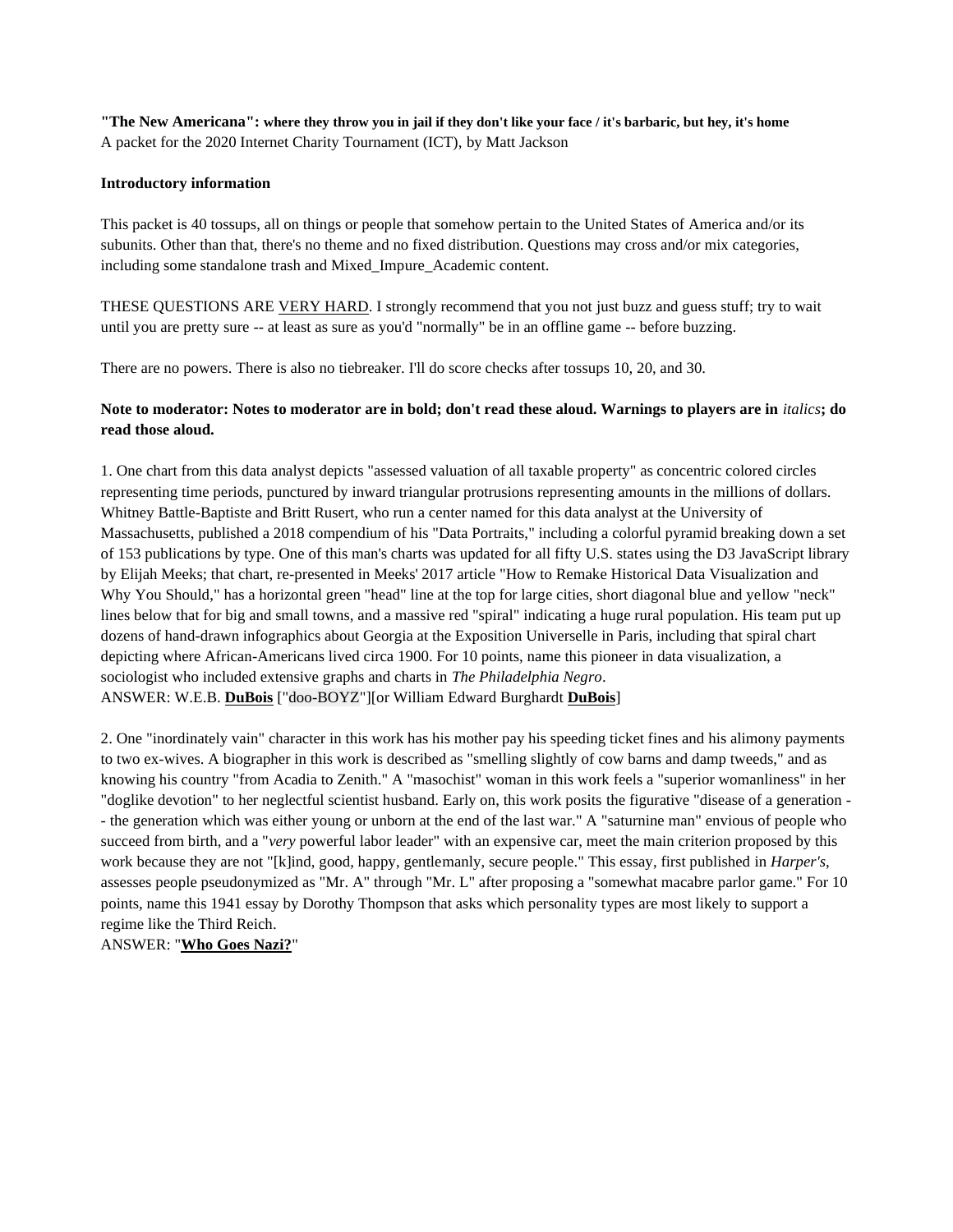**"The New Americana": where they throw you in jail if they don't like your face / it's barbaric, but hey, it's home**
A packet for the 2020 Internet Charity Tournament (ICT), by Matt Jackson

**Introductory information**

This packet is 40 tossups, all on things or people that somehow pertain to the United States of America and/or its subunits. Other than that, there's no theme and no fixed distribution. Questions may cross and/or mix categories, including some standalone trash and Mixed_Impure_Academic content.

THESE QUESTIONS ARE <u>VERY HARD</u>. I strongly recommend that you not just buzz and guess stuff; try to wait until you are pretty sure -- at least as sure as you'd "normally" be in an offline game -- before buzzing.

There are no powers. There is also no tiebreaker. I'll do score checks after tossups 10, 20, and 30.

**Note to moderator: Notes to moderator are in bold; don't read these aloud. Warnings to players are in** *italics***; do read those aloud.**

1. One chart from this data analyst depicts "assessed valuation of all taxable property" as concentric colored circles representing time periods, punctured by inward triangular protrusions representing amounts in the millions of dollars. Whitney Battle-Baptiste and Britt Rusert, who run a center named for this data analyst at the University of Massachusetts, published a 2018 compendium of his "Data Portraits," including a colorful pyramid breaking down a set of 153 publications by type. One of this man's charts was updated for all fifty U.S. states using the D3 JavaScript library by Elijah Meeks; that chart, re-presented in Meeks' 2017 article "How to Remake Historical Data Visualization and Why You Should," has a horizontal green "head" line at the top for large cities, short diagonal blue and yellow "neck" lines below that for big and small towns, and a massive red "spiral" indicating a huge rural population. His team put up dozens of hand-drawn infographics about Georgia at the Exposition Universelle in Paris, including that spiral chart depicting where African-Americans lived circa 1900. For 10 points, name this pioneer in data visualization, a sociologist who included extensive graphs and charts in *The Philadelphia Negro*.
ANSWER: W.E.B. <u>**DuBois**</u> ["doo-BOYZ"][or William Edward Burghardt <u>**DuBois**</u>]

2. One "inordinately vain" character in this work has his mother pay his speeding ticket fines and his alimony payments to two ex-wives. A biographer in this work is described as "smelling slightly of cow barns and damp tweeds," and as knowing his country "from Acadia to Zenith." A "masochist" woman in this work feels a "superior womanliness" in her "doglike devotion" to her neglectful scientist husband. Early on, this work posits the figurative "disease of a generation -- the generation which was either young or unborn at the end of the last war." A "saturnine man" envious of people who succeed from birth, and a "*very* powerful labor leader" with an expensive car, meet the main criterion proposed by this work because they are not "[k]ind, good, happy, gentlemanly, secure people." This essay, first published in *Harper's*, assesses people pseudonymized as "Mr. A" through "Mr. L" after proposing a "somewhat macabre parlor game." For 10 points, name this 1941 essay by Dorothy Thompson that asks which personality types are most likely to support a regime like the Third Reich.
ANSWER: "<u>**Who Goes Nazi?**</u>"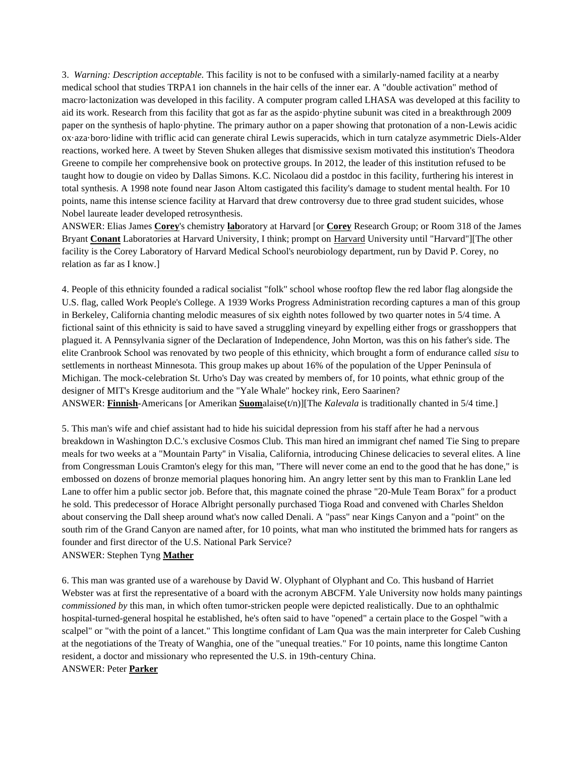3. *Warning: Description acceptable.* This facility is not to be confused with a similarly-named facility at a nearby medical school that studies TRPA1 ion channels in the hair cells of the inner ear. A "double activation" method of macro·lactonization was developed in this facility. A computer program called LHASA was developed at this facility to aid its work. Research from this facility that got as far as the aspido·phytine subunit was cited in a breakthrough 2009 paper on the synthesis of haplo·phytine. The primary author on a paper showing that protonation of a non-Lewis acidic ox·aza·boro·lidine with triflic acid can generate chiral Lewis superacids, which in turn catalyze asymmetric Diels-Alder reactions, worked here. A tweet by Steven Shuken alleges that dismissive sexism motivated this institution's Theodora Greene to compile her comprehensive book on protective groups. In 2012, the leader of this institution refused to be taught how to dougie on video by Dallas Simons. K.C. Nicolaou did a postdoc in this facility, furthering his interest in total synthesis. A 1998 note found near Jason Altom castigated this facility's damage to student mental health. For 10 points, name this intense science facility at Harvard that drew controversy due to three grad student suicides, whose Nobel laureate leader developed retrosynthesis.

ANSWER: Elias James **Corey**'s chemistry **lab**oratory at Harvard [or **Corey** Research Group; or Room 318 of the James Bryant **Conant** Laboratories at Harvard University, I think; prompt on Harvard University until "Harvard"][The other facility is the Corey Laboratory of Harvard Medical School's neurobiology department, run by David P. Corey, no relation as far as I know.]

4. People of this ethnicity founded a radical socialist "folk" school whose rooftop flew the red labor flag alongside the U.S. flag, called Work People's College. A 1939 Works Progress Administration recording captures a man of this group in Berkeley, California chanting melodic measures of six eighth notes followed by two quarter notes in 5/4 time. A fictional saint of this ethnicity is said to have saved a struggling vineyard by expelling either frogs or grasshoppers that plagued it. A Pennsylvania signer of the Declaration of Independence, John Morton, was this on his father's side. The elite Cranbrook School was renovated by two people of this ethnicity, which brought a form of endurance called *sisu* to settlements in northeast Minnesota. This group makes up about 16% of the population of the Upper Peninsula of Michigan. The mock-celebration St. Urho's Day was created by members of, for 10 points, what ethnic group of the designer of MIT's Kresge auditorium and the "Yale Whale" hockey rink, Eero Saarinen?

ANSWER: **Finnish**-Americans [or Amerikan **Suom**alaise(t/n)][The *Kalevala* is traditionally chanted in 5/4 time.]

5. This man's wife and chief assistant had to hide his suicidal depression from his staff after he had a nervous breakdown in Washington D.C.'s exclusive Cosmos Club. This man hired an immigrant chef named Tie Sing to prepare meals for two weeks at a "Mountain Party" in Visalia, California, introducing Chinese delicacies to several elites. A line from Congressman Louis Cramton's elegy for this man, "There will never come an end to the good that he has done," is embossed on dozens of bronze memorial plaques honoring him. An angry letter sent by this man to Franklin Lane led Lane to offer him a public sector job. Before that, this magnate coined the phrase "20-Mule Team Borax" for a product he sold. This predecessor of Horace Albright personally purchased Tioga Road and convened with Charles Sheldon about conserving the Dall sheep around what's now called Denali. A "pass" near Kings Canyon and a "point" on the south rim of the Grand Canyon are named after, for 10 points, what man who instituted the brimmed hats for rangers as founder and first director of the U.S. National Park Service?

ANSWER: Stephen Tyng **Mather**

6. This man was granted use of a warehouse by David W. Olyphant of Olyphant and Co. This husband of Harriet Webster was at first the representative of a board with the acronym ABCFM. Yale University now holds many paintings *commissioned by* this man, in which often tumor-stricken people were depicted realistically. Due to an ophthalmic hospital-turned-general hospital he established, he's often said to have "opened" a certain place to the Gospel "with a scalpel" or "with the point of a lancet." This longtime confidant of Lam Qua was the main interpreter for Caleb Cushing at the negotiations of the Treaty of Wanghia, one of the "unequal treaties." For 10 points, name this longtime Canton resident, a doctor and missionary who represented the U.S. in 19th-century China.

ANSWER: Peter **Parker**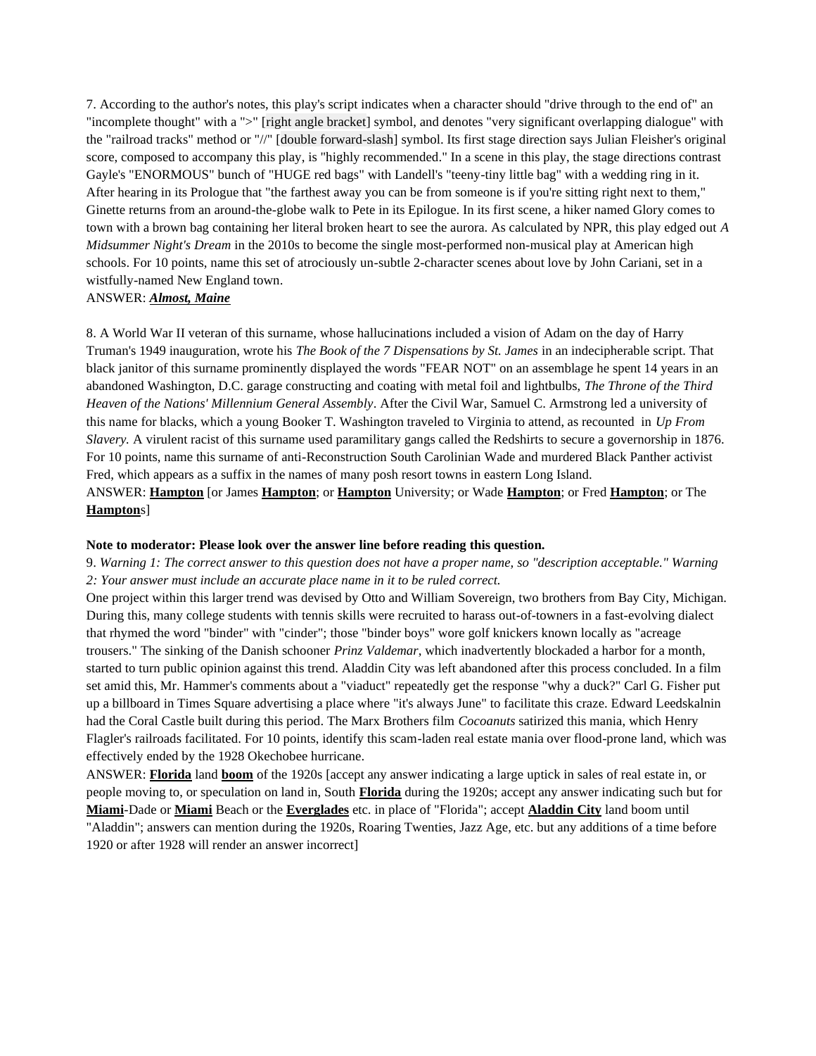7. According to the author's notes, this play's script indicates when a character should "drive through to the end of" an "incomplete thought" with a ">" [right angle bracket] symbol, and denotes "very significant overlapping dialogue" with the "railroad tracks" method or "//" [double forward-slash] symbol. Its first stage direction says Julian Fleisher's original score, composed to accompany this play, is "highly recommended." In a scene in this play, the stage directions contrast Gayle's "ENORMOUS" bunch of "HUGE red bags" with Landell's "teeny-tiny little bag" with a wedding ring in it. After hearing in its Prologue that "the farthest away you can be from someone is if you're sitting right next to them," Ginette returns from an around-the-globe walk to Pete in its Epilogue. In its first scene, a hiker named Glory comes to town with a brown bag containing her literal broken heart to see the aurora. As calculated by NPR, this play edged out *A Midsummer Night's Dream* in the 2010s to become the single most-performed non-musical play at American high schools. For 10 points, name this set of atrociously un-subtle 2-character scenes about love by John Cariani, set in a wistfully-named New England town.
ANSWER: ***Almost, Maine***

8. A World War II veteran of this surname, whose hallucinations included a vision of Adam on the day of Harry Truman's 1949 inauguration, wrote his *The Book of the 7 Dispensations by St. James* in an indecipherable script. That black janitor of this surname prominently displayed the words "FEAR NOT" on an assemblage he spent 14 years in an abandoned Washington, D.C. garage constructing and coating with metal foil and lightbulbs, *The Throne of the Third Heaven of the Nations' Millennium General Assembly*. After the Civil War, Samuel C. Armstrong led a university of this name for blacks, which a young Booker T. Washington traveled to Virginia to attend, as recounted in *Up From Slavery.* A virulent racist of this surname used paramilitary gangs called the Redshirts to secure a governorship in 1876. For 10 points, name this surname of anti-Reconstruction South Carolinian Wade and murdered Black Panther activist Fred, which appears as a suffix in the names of many posh resort towns in eastern Long Island.
ANSWER: **Hampton** [or James **Hampton**; or **Hampton** University; or Wade **Hampton**; or Fred **Hampton**; or The **Hampton**s]

**Note to moderator: Please look over the answer line before reading this question.**

9. *Warning 1: The correct answer to this question does not have a proper name, so "description acceptable." Warning 2: Your answer must include an accurate place name in it to be ruled correct.*

One project within this larger trend was devised by Otto and William Sovereign, two brothers from Bay City, Michigan. During this, many college students with tennis skills were recruited to harass out-of-towners in a fast-evolving dialect that rhymed the word "binder" with "cinder"; those "binder boys" wore golf knickers known locally as "acreage trousers." The sinking of the Danish schooner *Prinz Valdemar*, which inadvertently blockaded a harbor for a month, started to turn public opinion against this trend. Aladdin City was left abandoned after this process concluded. In a film set amid this, Mr. Hammer's comments about a "viaduct" repeatedly get the response "why a duck?" Carl G. Fisher put up a billboard in Times Square advertising a place where "it's always June" to facilitate this craze. Edward Leedskalnin had the Coral Castle built during this period. The Marx Brothers film *Cocoanuts* satirized this mania, which Henry Flagler's railroads facilitated. For 10 points, identify this scam-laden real estate mania over flood-prone land, which was effectively ended by the 1928 Okechobee hurricane.
ANSWER: **Florida** land **boom** of the 1920s [accept any answer indicating a large uptick in sales of real estate in, or people moving to, or speculation on land in, South **Florida** during the 1920s; accept any answer indicating such but for **Miami**-Dade or **Miami** Beach or the **Everglades** etc. in place of "Florida"; accept **Aladdin City** land boom until "Aladdin"; answers can mention during the 1920s, Roaring Twenties, Jazz Age, etc. but any additions of a time before 1920 or after 1928 will render an answer incorrect]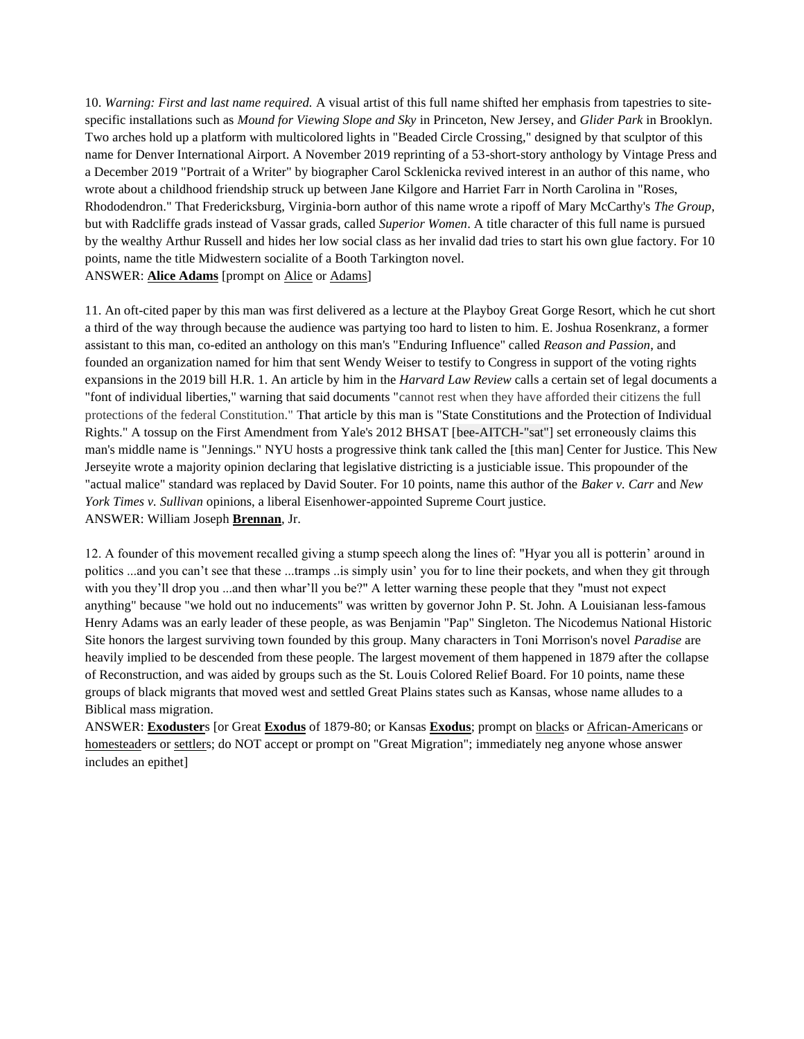10. *Warning: First and last name required.* A visual artist of this full name shifted her emphasis from tapestries to site-specific installations such as *Mound for Viewing Slope and Sky* in Princeton, New Jersey, and *Glider Park* in Brooklyn. Two arches hold up a platform with multicolored lights in "Beaded Circle Crossing," designed by that sculptor of this name for Denver International Airport. A November 2019 reprinting of a 53-short-story anthology by Vintage Press and a December 2019 "Portrait of a Writer" by biographer Carol Scklenicka revived interest in an author of this name, who wrote about a childhood friendship struck up between Jane Kilgore and Harriet Farr in North Carolina in "Roses, Rhododendron." That Fredericksburg, Virginia-born author of this name wrote a ripoff of Mary McCarthy's *The Group*, but with Radcliffe grads instead of Vassar grads, called *Superior Women*. A title character of this full name is pursued by the wealthy Arthur Russell and hides her low social class as her invalid dad tries to start his own glue factory. For 10 points, name the title Midwestern socialite of a Booth Tarkington novel.
ANSWER: **<u>Alice Adams</u>** [prompt on <u>Alice</u> or <u>Adams</u>]

11. An oft-cited paper by this man was first delivered as a lecture at the Playboy Great Gorge Resort, which he cut short a third of the way through because the audience was partying too hard to listen to him. E. Joshua Rosenkranz, a former assistant to this man, co-edited an anthology on this man's "Enduring Influence" called *Reason and Passion*, and founded an organization named for him that sent Wendy Weiser to testify to Congress in support of the voting rights expansions in the 2019 bill H.R. 1. An article by him in the *Harvard Law Review* calls a certain set of legal documents a "font of individual liberties," warning that said documents "cannot rest when they have afforded their citizens the full protections of the federal Constitution." That article by this man is "State Constitutions and the Protection of Individual Rights." A tossup on the First Amendment from Yale's 2012 BHSAT [bee-AITCH-"sat"] set erroneously claims this man's middle name is "Jennings." NYU hosts a progressive think tank called the [this man] Center for Justice. This New Jerseyite wrote a majority opinion declaring that legislative districting is a justiciable issue. This propounder of the "actual malice" standard was replaced by David Souter. For 10 points, name this author of the *Baker v. Carr* and *New York Times v. Sullivan* opinions, a liberal Eisenhower-appointed Supreme Court justice.
ANSWER: William Joseph **<u>Brennan</u>**, Jr.

12. A founder of this movement recalled giving a stump speech along the lines of: "Hyar you all is potterin' around in politics ...and you can't see that these ...tramps ..is simply usin' you for to line their pockets, and when they git through with you they'll drop you ...and then whar'll you be?" A letter warning these people that they "must not expect anything" because "we hold out no inducements" was written by governor John P. St. John. A Louisianan less-famous Henry Adams was an early leader of these people, as was Benjamin "Pap" Singleton. The Nicodemus National Historic Site honors the largest surviving town founded by this group. Many characters in Toni Morrison's novel *Paradise* are heavily implied to be descended from these people. The largest movement of them happened in 1879 after the collapse of Reconstruction, and was aided by groups such as the St. Louis Colored Relief Board. For 10 points, name these groups of black migrants that moved west and settled Great Plains states such as Kansas, whose name alludes to a Biblical mass migration.
ANSWER: **<u>Exoduster</u>**s [or Great **<u>Exodus</u>** of 1879-80; or Kansas **<u>Exodus</u>**; prompt on <u>black</u>s or <u>African-American</u>s or <u>homestead</u>ers or <u>settler</u>s; do NOT accept or prompt on "Great Migration"; immediately neg anyone whose answer includes an epithet]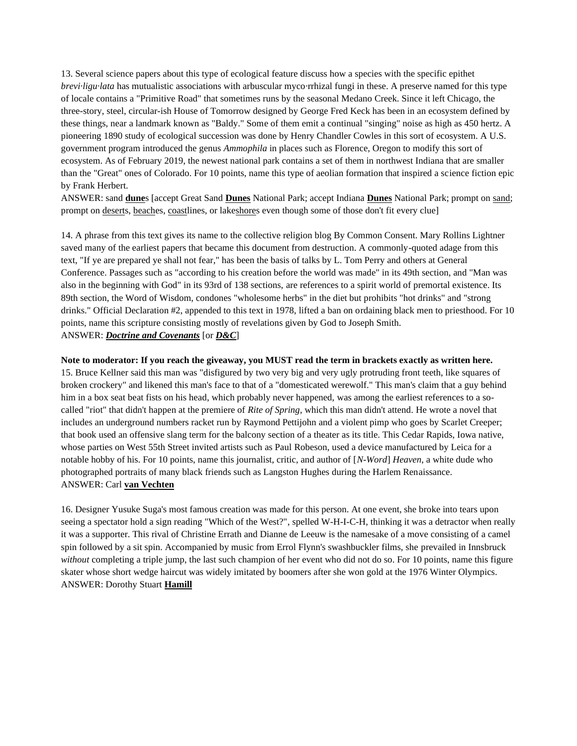13. Several science papers about this type of ecological feature discuss how a species with the specific epithet *brevi·ligu·lata* has mutualistic associations with arbuscular myco·rrhizal fungi in these. A preserve named for this type of locale contains a "Primitive Road" that sometimes runs by the seasonal Medano Creek. Since it left Chicago, the three-story, steel, circular-ish House of Tomorrow designed by George Fred Keck has been in an ecosystem defined by these things, near a landmark known as "Baldy." Some of them emit a continual "singing" noise as high as 450 hertz. A pioneering 1890 study of ecological succession was done by Henry Chandler Cowles in this sort of ecosystem. A U.S. government program introduced the genus *Ammophila* in places such as Florence, Oregon to modify this sort of ecosystem. As of February 2019, the newest national park contains a set of them in northwest Indiana that are smaller than the "Great" ones of Colorado. For 10 points, name this type of aeolian formation that inspired a science fiction epic by Frank Herbert.

ANSWER: sand **dune**s [accept Great Sand **Dunes** National Park; accept Indiana **Dunes** National Park; prompt on sand; prompt on deserts, beaches, coastlines, or lakeshores even though some of those don't fit every clue]

14. A phrase from this text gives its name to the collective religion blog By Common Consent. Mary Rollins Lightner saved many of the earliest papers that became this document from destruction. A commonly-quoted adage from this text, "If ye are prepared ye shall not fear," has been the basis of talks by L. Tom Perry and others at General Conference. Passages such as "according to his creation before the world was made" in its 49th section, and "Man was also in the beginning with God" in its 93rd of 138 sections, are references to a spirit world of premortal existence. Its 89th section, the Word of Wisdom, condones "wholesome herbs" in the diet but prohibits "hot drinks" and "strong drinks." Official Declaration #2, appended to this text in 1978, lifted a ban on ordaining black men to priesthood. For 10 points, name this scripture consisting mostly of revelations given by God to Joseph Smith.

ANSWER: ***Doctrine and Covenants*** [or ***D&C***]

**Note to moderator: If you reach the giveaway, you MUST read the term in brackets exactly as written here.**

15. Bruce Kellner said this man was "disfigured by two very big and very ugly protruding front teeth, like squares of broken crockery" and likened this man's face to that of a "domesticated werewolf." This man's claim that a guy behind him in a box seat beat fists on his head, which probably never happened, was among the earliest references to a so-called "riot" that didn't happen at the premiere of *Rite of Spring*, which this man didn't attend. He wrote a novel that includes an underground numbers racket run by Raymond Pettijohn and a violent pimp who goes by Scarlet Creeper; that book used an offensive slang term for the balcony section of a theater as its title. This Cedar Rapids, Iowa native, whose parties on West 55th Street invited artists such as Paul Robeson, used a device manufactured by Leica for a notable hobby of his. For 10 points, name this journalist, critic, and author of [*N-Word*] *Heaven*, a white dude who photographed portraits of many black friends such as Langston Hughes during the Harlem Renaissance.

ANSWER: Carl **van Vechten**

16. Designer Yusuke Suga's most famous creation was made for this person. At one event, she broke into tears upon seeing a spectator hold a sign reading "Which of the West?", spelled W-H-I-C-H, thinking it was a detractor when really it was a supporter. This rival of Christine Errath and Dianne de Leeuw is the namesake of a move consisting of a camel spin followed by a sit spin. Accompanied by music from Errol Flynn's swashbuckler films, she prevailed in Innsbruck *without* completing a triple jump, the last such champion of her event who did not do so. For 10 points, name this figure skater whose short wedge haircut was widely imitated by boomers after she won gold at the 1976 Winter Olympics.

ANSWER: Dorothy Stuart **Hamill**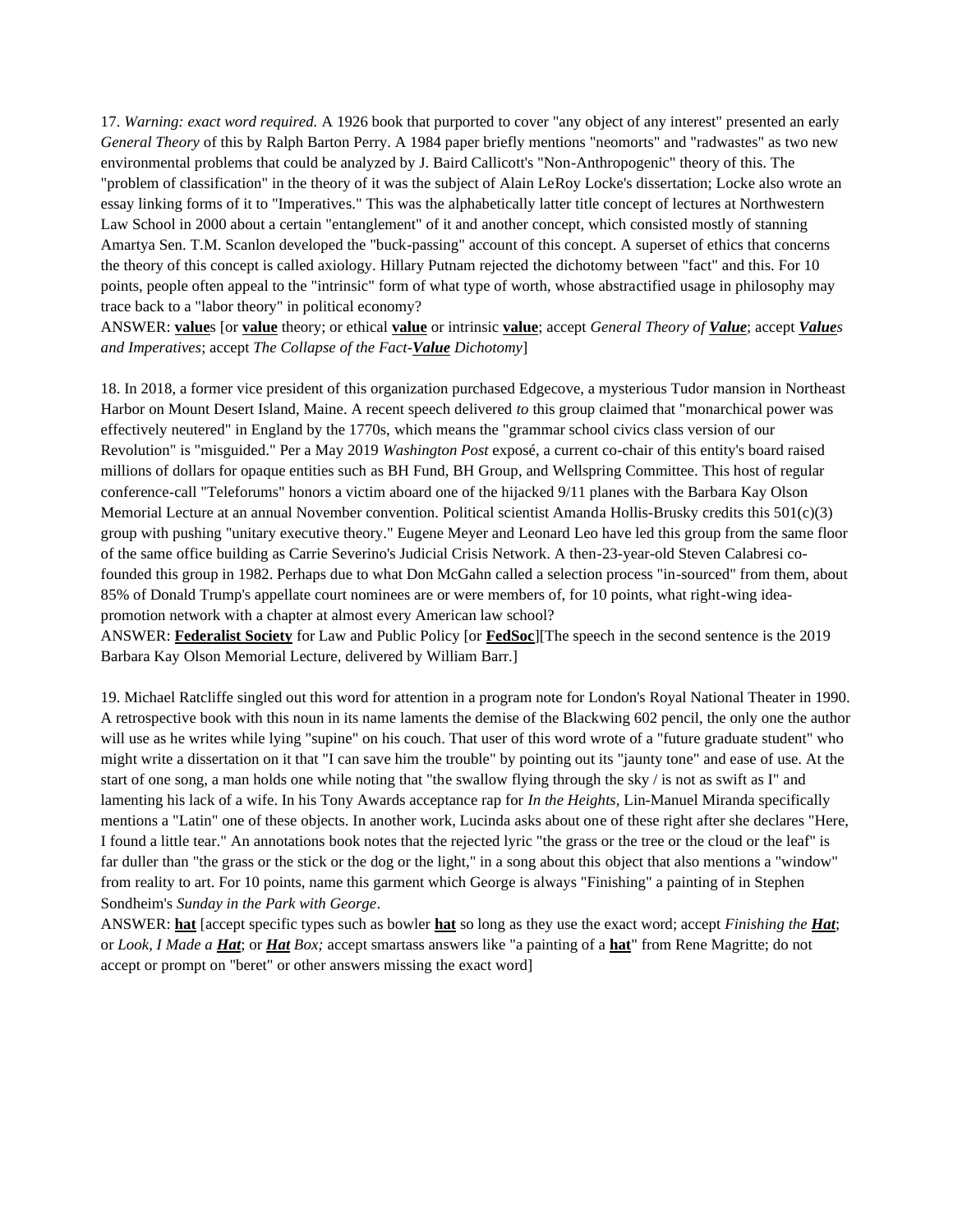17. *Warning: exact word required.* A 1926 book that purported to cover "any object of any interest" presented an early *General Theory* of this by Ralph Barton Perry. A 1984 paper briefly mentions "neomorts" and "radwastes" as two new environmental problems that could be analyzed by J. Baird Callicott's "Non-Anthropogenic" theory of this. The "problem of classification" in the theory of it was the subject of Alain LeRoy Locke's dissertation; Locke also wrote an essay linking forms of it to "Imperatives." This was the alphabetically latter title concept of lectures at Northwestern Law School in 2000 about a certain "entanglement" of it and another concept, which consisted mostly of stanning Amartya Sen. T.M. Scanlon developed the "buck-passing" account of this concept. A superset of ethics that concerns the theory of this concept is called axiology. Hillary Putnam rejected the dichotomy between "fact" and this. For 10 points, people often appeal to the "intrinsic" form of what type of worth, whose abstractified usage in philosophy may trace back to a "labor theory" in political economy?

ANSWER: **value**s [or **value** theory; or ethical **value** or intrinsic **value**; accept *General Theory of **Value***; accept ***Value**s and Imperatives*; accept *The Collapse of the Fact-**Value** Dichotomy*]

18. In 2018, a former vice president of this organization purchased Edgecove, a mysterious Tudor mansion in Northeast Harbor on Mount Desert Island, Maine. A recent speech delivered *to* this group claimed that "monarchical power was effectively neutered" in England by the 1770s, which means the "grammar school civics class version of our Revolution" is "misguided." Per a May 2019 *Washington Post* exposé, a current co-chair of this entity's board raised millions of dollars for opaque entities such as BH Fund, BH Group, and Wellspring Committee. This host of regular conference-call "Teleforums" honors a victim aboard one of the hijacked 9/11 planes with the Barbara Kay Olson Memorial Lecture at an annual November convention. Political scientist Amanda Hollis-Brusky credits this 501(c)(3) group with pushing "unitary executive theory." Eugene Meyer and Leonard Leo have led this group from the same floor of the same office building as Carrie Severino's Judicial Crisis Network. A then-23-year-old Steven Calabresi co-founded this group in 1982. Perhaps due to what Don McGahn called a selection process "in-sourced" from them, about 85% of Donald Trump's appellate court nominees are or were members of, for 10 points, what right-wing idea-promotion network with a chapter at almost every American law school?

ANSWER: **Federalist Society** for Law and Public Policy [or **FedSoc**][The speech in the second sentence is the 2019 Barbara Kay Olson Memorial Lecture, delivered by William Barr.]

19. Michael Ratcliffe singled out this word for attention in a program note for London's Royal National Theater in 1990. A retrospective book with this noun in its name laments the demise of the Blackwing 602 pencil, the only one the author will use as he writes while lying "supine" on his couch. That user of this word wrote of a "future graduate student" who might write a dissertation on it that "I can save him the trouble" by pointing out its "jaunty tone" and ease of use. At the start of one song, a man holds one while noting that "the swallow flying through the sky / is not as swift as I" and lamenting his lack of a wife. In his Tony Awards acceptance rap for *In the Heights*, Lin-Manuel Miranda specifically mentions a "Latin" one of these objects. In another work, Lucinda asks about one of these right after she declares "Here, I found a little tear." An annotations book notes that the rejected lyric "the grass or the tree or the cloud or the leaf" is far duller than "the grass or the stick or the dog or the light," in a song about this object that also mentions a "window" from reality to art. For 10 points, name this garment which George is always "Finishing" a painting of in Stephen Sondheim's *Sunday in the Park with George*.

ANSWER: **hat** [accept specific types such as bowler **hat** so long as they use the exact word; accept *Finishing the **Hat***; or *Look, I Made a **Hat***; or ***Hat** Box;* accept smartass answers like "a painting of a **hat**" from Rene Magritte; do not accept or prompt on "beret" or other answers missing the exact word]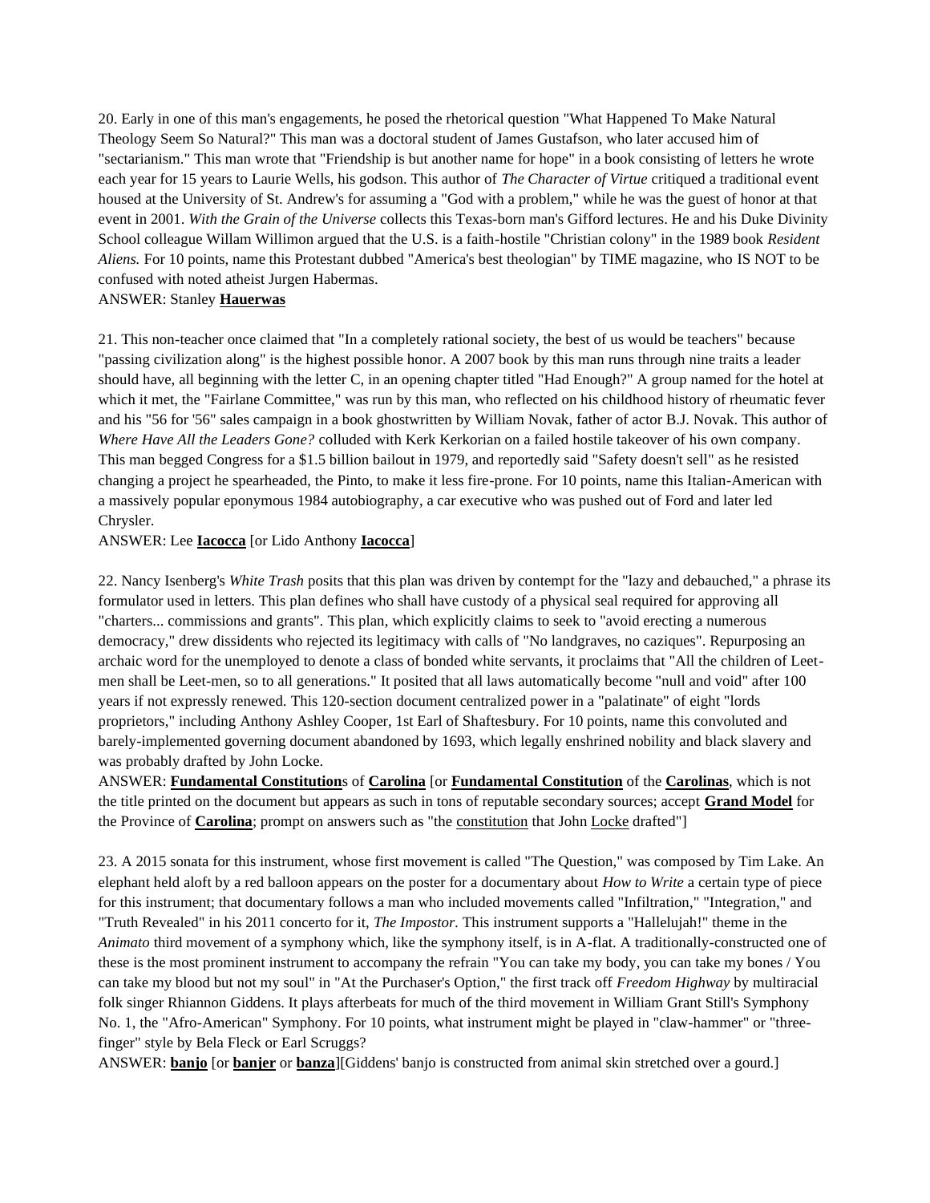20. Early in one of this man's engagements, he posed the rhetorical question "What Happened To Make Natural Theology Seem So Natural?" This man was a doctoral student of James Gustafson, who later accused him of "sectarianism." This man wrote that "Friendship is but another name for hope" in a book consisting of letters he wrote each year for 15 years to Laurie Wells, his godson. This author of *The Character of Virtue* critiqued a traditional event housed at the University of St. Andrew's for assuming a "God with a problem," while he was the guest of honor at that event in 2001. *With the Grain of the Universe* collects this Texas-born man's Gifford lectures. He and his Duke Divinity School colleague Willam Willimon argued that the U.S. is a faith-hostile "Christian colony" in the 1989 book *Resident Aliens.* For 10 points, name this Protestant dubbed "America's best theologian" by TIME magazine, who IS NOT to be confused with noted atheist Jurgen Habermas.

ANSWER: Stanley **Hauerwas**

21. This non-teacher once claimed that "In a completely rational society, the best of us would be teachers" because "passing civilization along" is the highest possible honor. A 2007 book by this man runs through nine traits a leader should have, all beginning with the letter C, in an opening chapter titled "Had Enough?" A group named for the hotel at which it met, the "Fairlane Committee," was run by this man, who reflected on his childhood history of rheumatic fever and his "56 for '56" sales campaign in a book ghostwritten by William Novak, father of actor B.J. Novak. This author of *Where Have All the Leaders Gone?* colluded with Kerk Kerkorian on a failed hostile takeover of his own company. This man begged Congress for a $1.5 billion bailout in 1979, and reportedly said "Safety doesn't sell" as he resisted changing a project he spearheaded, the Pinto, to make it less fire-prone. For 10 points, name this Italian-American with a massively popular eponymous 1984 autobiography, a car executive who was pushed out of Ford and later led Chrysler.

ANSWER: Lee **Iacocca** [or Lido Anthony **Iacocca**]

22. Nancy Isenberg's *White Trash* posits that this plan was driven by contempt for the "lazy and debauched," a phrase its formulator used in letters. This plan defines who shall have custody of a physical seal required for approving all "charters... commissions and grants". This plan, which explicitly claims to seek to "avoid erecting a numerous democracy," drew dissidents who rejected its legitimacy with calls of "No landgraves, no caziques". Repurposing an archaic word for the unemployed to denote a class of bonded white servants, it proclaims that "All the children of Leet-men shall be Leet-men, so to all generations." It posited that all laws automatically become "null and void" after 100 years if not expressly renewed. This 120-section document centralized power in a "palatinate" of eight "lords proprietors," including Anthony Ashley Cooper, 1st Earl of Shaftesbury. For 10 points, name this convoluted and barely-implemented governing document abandoned by 1693, which legally enshrined nobility and black slavery and was probably drafted by John Locke.

ANSWER: **Fundamental Constitution**s of **Carolina** [or **Fundamental Constitution** of the **Carolinas**, which is not the title printed on the document but appears as such in tons of reputable secondary sources; accept **Grand Model** for the Province of **Carolina**; prompt on answers such as "the constitution that John Locke drafted"]

23. A 2015 sonata for this instrument, whose first movement is called "The Question," was composed by Tim Lake. An elephant held aloft by a red balloon appears on the poster for a documentary about *How to Write* a certain type of piece for this instrument; that documentary follows a man who included movements called "Infiltration," "Integration," and "Truth Revealed" in his 2011 concerto for it, *The Impostor.* This instrument supports a "Hallelujah!" theme in the *Animato* third movement of a symphony which, like the symphony itself, is in A-flat. A traditionally-constructed one of these is the most prominent instrument to accompany the refrain "You can take my body, you can take my bones / You can take my blood but not my soul" in "At the Purchaser's Option," the first track off *Freedom Highway* by multiracial folk singer Rhiannon Giddens. It plays afterbeats for much of the third movement in William Grant Still's Symphony No. 1, the "Afro-American" Symphony. For 10 points, what instrument might be played in "claw-hammer" or "three-finger" style by Bela Fleck or Earl Scruggs?

ANSWER: **banjo** [or **banjer** or **banza**][Giddens' banjo is constructed from animal skin stretched over a gourd.]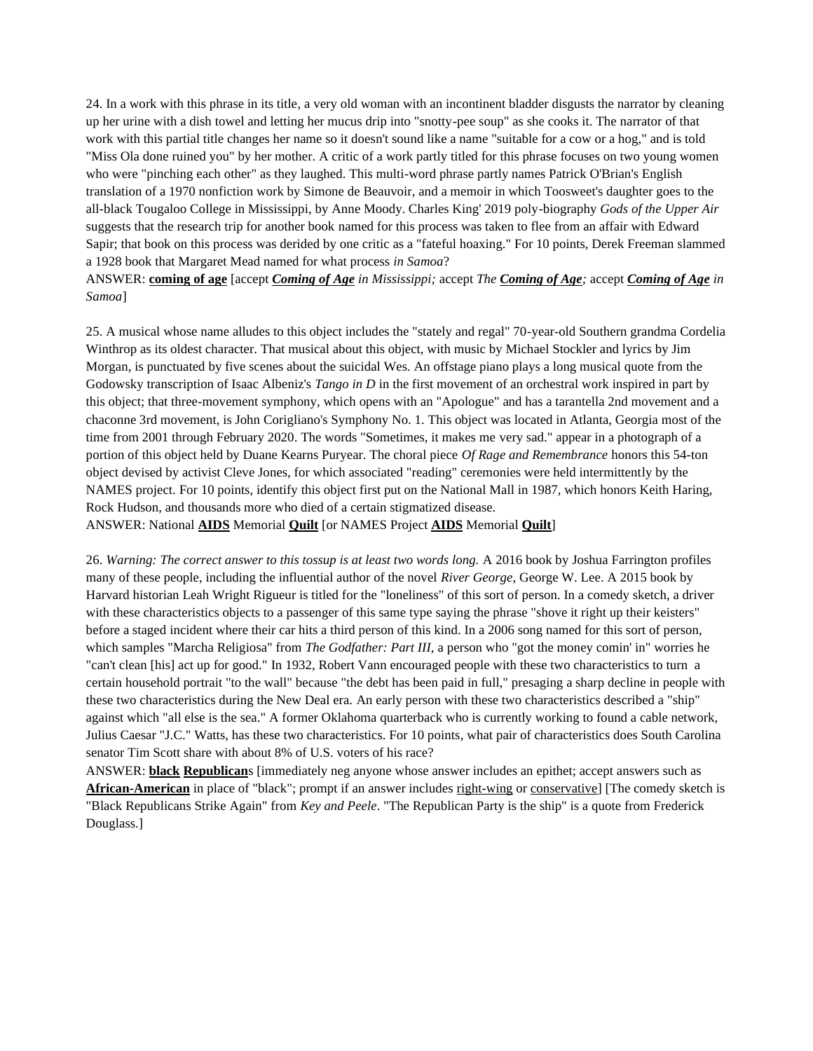24. In a work with this phrase in its title, a very old woman with an incontinent bladder disgusts the narrator by cleaning up her urine with a dish towel and letting her mucus drip into "snotty-pee soup" as she cooks it. The narrator of that work with this partial title changes her name so it doesn't sound like a name "suitable for a cow or a hog," and is told "Miss Ola done ruined you" by her mother. A critic of a work partly titled for this phrase focuses on two young women who were "pinching each other" as they laughed. This multi-word phrase partly names Patrick O'Brian's English translation of a 1970 nonfiction work by Simone de Beauvoir, and a memoir in which Toosweet's daughter goes to the all-black Tougaloo College in Mississippi, by Anne Moody. Charles King' 2019 poly-biography *Gods of the Upper Air* suggests that the research trip for another book named for this process was taken to flee from an affair with Edward Sapir; that book on this process was derided by one critic as a "fateful hoaxing." For 10 points, Derek Freeman slammed a 1928 book that Margaret Mead named for what process *in Samoa*?

ANSWER: **coming of age** [accept ***Coming of Age*** *in Mississippi;* accept *The* ***Coming of Age****;* accept ***Coming of Age*** *in Samoa*]

25. A musical whose name alludes to this object includes the "stately and regal" 70-year-old Southern grandma Cordelia Winthrop as its oldest character. That musical about this object, with music by Michael Stockler and lyrics by Jim Morgan, is punctuated by five scenes about the suicidal Wes. An offstage piano plays a long musical quote from the Godowsky transcription of Isaac Albeniz's *Tango in D* in the first movement of an orchestral work inspired in part by this object; that three-movement symphony, which opens with an "Apologue" and has a tarantella 2nd movement and a chaconne 3rd movement, is John Corigliano's Symphony No. 1. This object was located in Atlanta, Georgia most of the time from 2001 through February 2020. The words "Sometimes, it makes me very sad." appear in a photograph of a portion of this object held by Duane Kearns Puryear. The choral piece *Of Rage and Remembrance* honors this 54-ton object devised by activist Cleve Jones, for which associated "reading" ceremonies were held intermittently by the NAMES project. For 10 points, identify this object first put on the National Mall in 1987, which honors Keith Haring, Rock Hudson, and thousands more who died of a certain stigmatized disease.

ANSWER: National **AIDS** Memorial **Quilt** [or NAMES Project **AIDS** Memorial **Quilt**]

26. *Warning: The correct answer to this tossup is at least two words long.* A 2016 book by Joshua Farrington profiles many of these people, including the influential author of the novel *River George*, George W. Lee. A 2015 book by Harvard historian Leah Wright Rigueur is titled for the "loneliness" of this sort of person. In a comedy sketch, a driver with these characteristics objects to a passenger of this same type saying the phrase "shove it right up their keisters" before a staged incident where their car hits a third person of this kind. In a 2006 song named for this sort of person, which samples "Marcha Religiosa" from *The Godfather: Part III*, a person who "got the money comin' in" worries he "can't clean [his] act up for good." In 1932, Robert Vann encouraged people with these two characteristics to turn a certain household portrait "to the wall" because "the debt has been paid in full," presaging a sharp decline in people with these two characteristics during the New Deal era. An early person with these two characteristics described a "ship" against which "all else is the sea." A former Oklahoma quarterback who is currently working to found a cable network, Julius Caesar "J.C." Watts, has these two characteristics. For 10 points, what pair of characteristics does South Carolina senator Tim Scott share with about 8% of U.S. voters of his race?

ANSWER: **black** **Republican**s [immediately neg anyone whose answer includes an epithet; accept answers such as **African-American** in place of "black"; prompt if an answer includes right-wing or conservative] [The comedy sketch is "Black Republicans Strike Again" from *Key and Peele*. "The Republican Party is the ship" is a quote from Frederick Douglass.]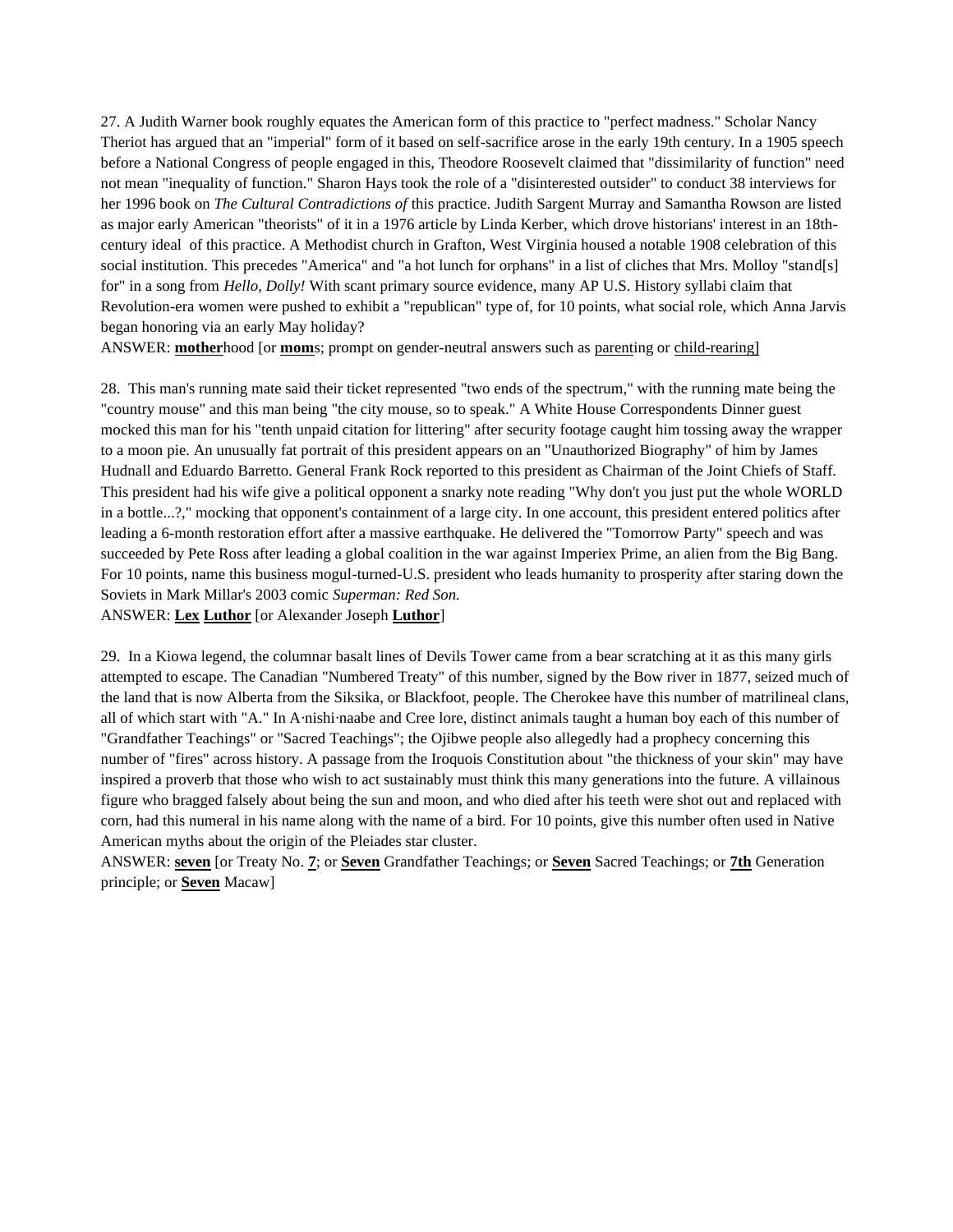27. A Judith Warner book roughly equates the American form of this practice to "perfect madness." Scholar Nancy Theriot has argued that an "imperial" form of it based on self-sacrifice arose in the early 19th century. In a 1905 speech before a National Congress of people engaged in this, Theodore Roosevelt claimed that "dissimilarity of function" need not mean "inequality of function." Sharon Hays took the role of a "disinterested outsider" to conduct 38 interviews for her 1996 book on *The Cultural Contradictions of* this practice. Judith Sargent Murray and Samantha Rowson are listed as major early American "theorists" of it in a 1976 article by Linda Kerber, which drove historians' interest in an 18th-century ideal of this practice. A Methodist church in Grafton, West Virginia housed a notable 1908 celebration of this social institution. This precedes "America" and "a hot lunch for orphans" in a list of cliches that Mrs. Molloy "stand[s] for" in a song from *Hello, Dolly!* With scant primary source evidence, many AP U.S. History syllabi claim that Revolution-era women were pushed to exhibit a "republican" type of, for 10 points, what social role, which Anna Jarvis began honoring via an early May holiday?

ANSWER: **mother**hood [or **mom**s; prompt on gender-neutral answers such as parenting or child-rearing]

28. This man's running mate said their ticket represented "two ends of the spectrum," with the running mate being the "country mouse" and this man being "the city mouse, so to speak." A White House Correspondents Dinner guest mocked this man for his "tenth unpaid citation for littering" after security footage caught him tossing away the wrapper to a moon pie. An unusually fat portrait of this president appears on an "Unauthorized Biography" of him by James Hudnall and Eduardo Barretto. General Frank Rock reported to this president as Chairman of the Joint Chiefs of Staff. This president had his wife give a political opponent a snarky note reading "Why don't you just put the whole WORLD in a bottle...?," mocking that opponent's containment of a large city. In one account, this president entered politics after leading a 6-month restoration effort after a massive earthquake. He delivered the "Tomorrow Party" speech and was succeeded by Pete Ross after leading a global coalition in the war against Imperiex Prime, an alien from the Big Bang. For 10 points, name this business mogul-turned-U.S. president who leads humanity to prosperity after staring down the Soviets in Mark Millar's 2003 comic *Superman: Red Son.*

ANSWER: **Lex Luthor** [or Alexander Joseph **Luthor**]

29. In a Kiowa legend, the columnar basalt lines of Devils Tower came from a bear scratching at it as this many girls attempted to escape. The Canadian "Numbered Treaty" of this number, signed by the Bow river in 1877, seized much of the land that is now Alberta from the Siksika, or Blackfoot, people. The Cherokee have this number of matrilineal clans, all of which start with "A." In A·nishi·naabe and Cree lore, distinct animals taught a human boy each of this number of "Grandfather Teachings" or "Sacred Teachings"; the Ojibwe people also allegedly had a prophecy concerning this number of "fires" across history. A passage from the Iroquois Constitution about "the thickness of your skin" may have inspired a proverb that those who wish to act sustainably must think this many generations into the future. A villainous figure who bragged falsely about being the sun and moon, and who died after his teeth were shot out and replaced with corn, had this numeral in his name along with the name of a bird. For 10 points, give this number often used in Native American myths about the origin of the Pleiades star cluster.

ANSWER: **seven** [or Treaty No. **7**; or **Seven** Grandfather Teachings; or **Seven** Sacred Teachings; or **7th** Generation principle; or **Seven** Macaw]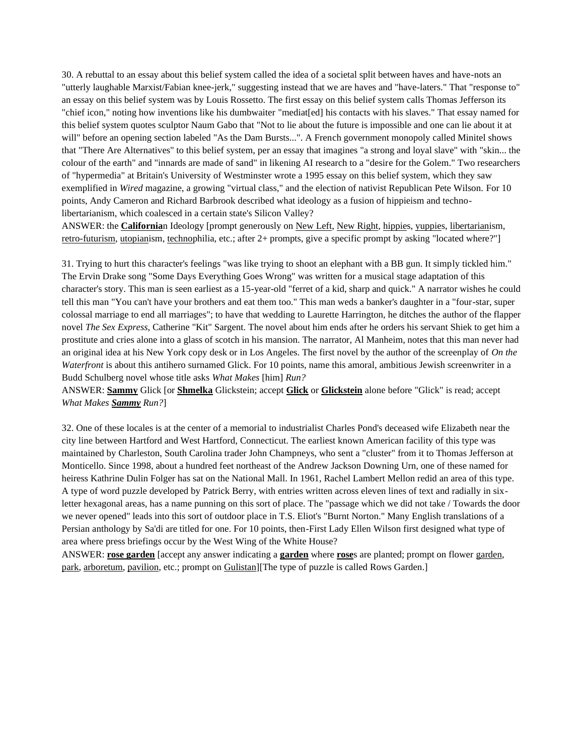30. A rebuttal to an essay about this belief system called the idea of a societal split between haves and have-nots an "utterly laughable Marxist/Fabian knee-jerk," suggesting instead that we are haves and "have-laters." That "response to" an essay on this belief system was by Louis Rossetto. The first essay on this belief system calls Thomas Jefferson its "chief icon," noting how inventions like his dumbwaiter "mediat[ed] his contacts with his slaves." That essay named for this belief system quotes sculptor Naum Gabo that "Not to lie about the future is impossible and one can lie about it at will" before an opening section labeled "As the Dam Bursts...". A French government monopoly called Minitel shows that "There Are Alternatives" to this belief system, per an essay that imagines "a strong and loyal slave" with "skin... the colour of the earth" and "innards are made of sand" in likening AI research to a "desire for the Golem." Two researchers of "hypermedia" at Britain's University of Westminster wrote a 1995 essay on this belief system, which they saw exemplified in *Wired* magazine, a growing "virtual class," and the election of nativist Republican Pete Wilson. For 10 points, Andy Cameron and Richard Barbrook described what ideology as a fusion of hippieism and techno-libertarianism, which coalesced in a certain state's Silicon Valley?

ANSWER: the **<u>California</u>**n Ideology [prompt generously on <u>New Left</u>, <u>New Right</u>, <u>hippie</u>s, <u>yuppie</u>s, <u>libertarian</u>ism, <u>retro-futurism</u>, <u>utopian</u>ism, <u>techno</u>philia, etc.; after 2+ prompts, give a specific prompt by asking "located where?"]

31. Trying to hurt this character's feelings "was like trying to shoot an elephant with a BB gun. It simply tickled him." The Ervin Drake song "Some Days Everything Goes Wrong" was written for a musical stage adaptation of this character's story. This man is seen earliest as a 15-year-old "ferret of a kid, sharp and quick." A narrator wishes he could tell this man "You can't have your brothers and eat them too." This man weds a banker's daughter in a "four-star, super colossal marriage to end all marriages"; to have that wedding to Laurette Harrington, he ditches the author of the flapper novel *The Sex Express*, Catherine "Kit" Sargent. The novel about him ends after he orders his servant Shiek to get him a prostitute and cries alone into a glass of scotch in his mansion. The narrator, Al Manheim, notes that this man never had an original idea at his New York copy desk or in Los Angeles. The first novel by the author of the screenplay of *On the Waterfront* is about this antihero surnamed Glick. For 10 points, name this amoral, ambitious Jewish screenwriter in a Budd Schulberg novel whose title asks *What Makes* [him] *Run?*

ANSWER: **<u>Sammy</u>** Glick [or **<u>Shmelka</u>** Glickstein; accept **<u>Glick</u>** or **<u>Glickstein</u>** alone before "Glick" is read; accept *What Makes **<u>Sammy</u>** Run?*]

32. One of these locales is at the center of a memorial to industrialist Charles Pond's deceased wife Elizabeth near the city line between Hartford and West Hartford, Connecticut. The earliest known American facility of this type was maintained by Charleston, South Carolina trader John Champneys, who sent a "cluster" from it to Thomas Jefferson at Monticello. Since 1998, about a hundred feet northeast of the Andrew Jackson Downing Urn, one of these named for heiress Kathrine Dulin Folger has sat on the National Mall. In 1961, Rachel Lambert Mellon redid an area of this type. A type of word puzzle developed by Patrick Berry, with entries written across eleven lines of text and radially in six-letter hexagonal areas, has a name punning on this sort of place. The "passage which we did not take / Towards the door we never opened" leads into this sort of outdoor place in T.S. Eliot's "Burnt Norton." Many English translations of a Persian anthology by Sa'di are titled for one. For 10 points, then-First Lady Ellen Wilson first designed what type of area where press briefings occur by the West Wing of the White House?

ANSWER: **<u>rose garden</u>** [accept any answer indicating a **<u>garden</u>** where **<u>rose</u>**s are planted; prompt on flower <u>garden</u>, <u>park</u>, <u>arboretum</u>, <u>pavilion</u>, etc.; prompt on <u>Gulistan</u>][The type of puzzle is called Rows Garden.]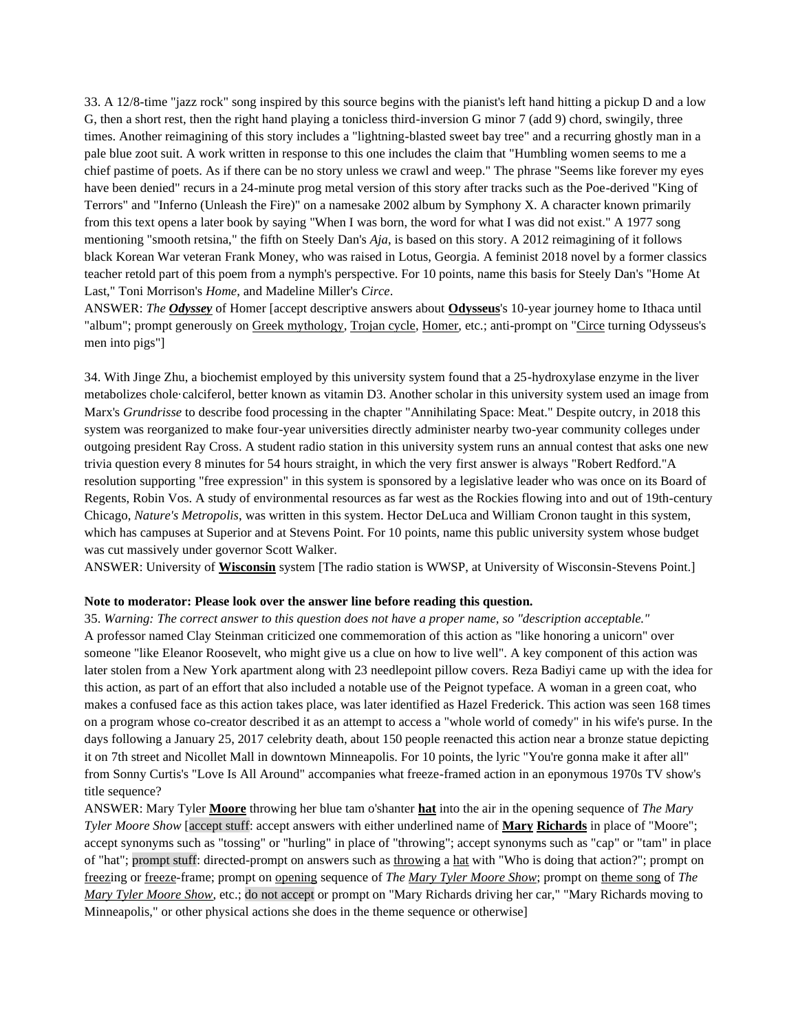33. A 12/8-time "jazz rock" song inspired by this source begins with the pianist's left hand hitting a pickup D and a low G, then a short rest, then the right hand playing a tonicless third-inversion G minor 7 (add 9) chord, swingily, three times. Another reimagining of this story includes a "lightning-blasted sweet bay tree" and a recurring ghostly man in a pale blue zoot suit. A work written in response to this one includes the claim that "Humbling women seems to me a chief pastime of poets. As if there can be no story unless we crawl and weep." The phrase "Seems like forever my eyes have been denied" recurs in a 24-minute prog metal version of this story after tracks such as the Poe-derived "King of Terrors" and "Inferno (Unleash the Fire)" on a namesake 2002 album by Symphony X. A character known primarily from this text opens a later book by saying "When I was born, the word for what I was did not exist." A 1977 song mentioning "smooth retsina," the fifth on Steely Dan's *Aja*, is based on this story. A 2012 reimagining of it follows black Korean War veteran Frank Money, who was raised in Lotus, Georgia. A feminist 2018 novel by a former classics teacher retold part of this poem from a nymph's perspective. For 10 points, name this basis for Steely Dan's "Home At Last," Toni Morrison's *Home*, and Madeline Miller's *Circe*.

ANSWER: *The* ***Odyssey*** of Homer [accept descriptive answers about **Odysseus**'s 10-year journey home to Ithaca until "album"; prompt generously on Greek mythology, Trojan cycle, Homer, etc.; anti-prompt on "Circe turning Odysseus's men into pigs"]

34. With Jinge Zhu, a biochemist employed by this university system found that a 25-hydroxylase enzyme in the liver metabolizes chole·calciferol, better known as vitamin D3. Another scholar in this university system used an image from Marx's *Grundrisse* to describe food processing in the chapter "Annihilating Space: Meat." Despite outcry, in 2018 this system was reorganized to make four-year universities directly administer nearby two-year community colleges under outgoing president Ray Cross. A student radio station in this university system runs an annual contest that asks one new trivia question every 8 minutes for 54 hours straight, in which the very first answer is always "Robert Redford."A resolution supporting "free expression" in this system is sponsored by a legislative leader who was once on its Board of Regents, Robin Vos. A study of environmental resources as far west as the Rockies flowing into and out of 19th-century Chicago, *Nature's Metropolis*, was written in this system. Hector DeLuca and William Cronon taught in this system, which has campuses at Superior and at Stevens Point. For 10 points, name this public university system whose budget was cut massively under governor Scott Walker.

ANSWER: University of **Wisconsin** system [The radio station is WWSP, at University of Wisconsin-Stevens Point.]

**Note to moderator: Please look over the answer line before reading this question.**

35. *Warning: The correct answer to this question does not have a proper name, so "description acceptable."*
A professor named Clay Steinman criticized one commemoration of this action as "like honoring a unicorn" over someone "like Eleanor Roosevelt, who might give us a clue on how to live well". A key component of this action was later stolen from a New York apartment along with 23 needlepoint pillow covers. Reza Badiyi came up with the idea for this action, as part of an effort that also included a notable use of the Peignot typeface. A woman in a green coat, who makes a confused face as this action takes place, was later identified as Hazel Frederick. This action was seen 168 times on a program whose co-creator described it as an attempt to access a "whole world of comedy" in his wife's purse. In the days following a January 25, 2017 celebrity death, about 150 people reenacted this action near a bronze statue depicting it on 7th street and Nicollet Mall in downtown Minneapolis. For 10 points, the lyric "You're gonna make it after all" from Sonny Curtis's "Love Is All Around" accompanies what freeze-framed action in an eponymous 1970s TV show's title sequence?

ANSWER: Mary Tyler **Moore** throwing her blue tam o'shanter **hat** into the air in the opening sequence of *The Mary Tyler Moore Show* [accept stuff: accept answers with either underlined name of **Mary** **Richards** in place of "Moore"; accept synonyms such as "tossing" or "hurling" in place of "throwing"; accept synonyms such as "cap" or "tam" in place of "hat"; prompt stuff: directed-prompt on answers such as throwing a hat with "Who is doing that action?"; prompt on freezing or freeze-frame; prompt on opening sequence of *The Mary Tyler Moore Show*; prompt on theme song of *The Mary Tyler Moore Show*, etc.; do not accept or prompt on "Mary Richards driving her car," "Mary Richards moving to Minneapolis," or other physical actions she does in the theme sequence or otherwise]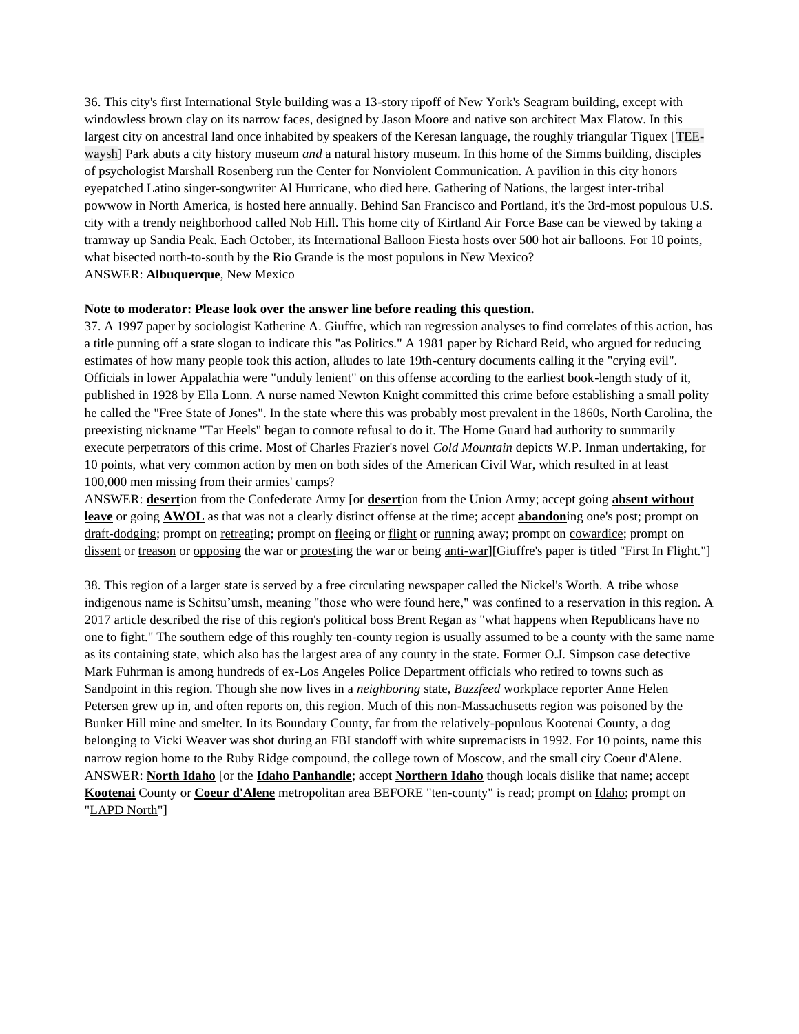36. This city's first International Style building was a 13-story ripoff of New York's Seagram building, except with windowless brown clay on its narrow faces, designed by Jason Moore and native son architect Max Flatow. In this largest city on ancestral land once inhabited by speakers of the Keresan language, the roughly triangular Tiguex [TEE-waysh] Park abuts a city history museum *and* a natural history museum. In this home of the Simms building, disciples of psychologist Marshall Rosenberg run the Center for Nonviolent Communication. A pavilion in this city honors eyepatched Latino singer-songwriter Al Hurricane, who died here. Gathering of Nations, the largest inter-tribal powwow in North America, is hosted here annually. Behind San Francisco and Portland, it's the 3rd-most populous U.S. city with a trendy neighborhood called Nob Hill. This home city of Kirtland Air Force Base can be viewed by taking a tramway up Sandia Peak. Each October, its International Balloon Fiesta hosts over 500 hot air balloons. For 10 points, what bisected north-to-south by the Rio Grande is the most populous in New Mexico?
ANSWER: **<u>Albuquerque</u>**, New Mexico

**Note to moderator: Please look over the answer line before reading this question.**
37. A 1997 paper by sociologist Katherine A. Giuffre, which ran regression analyses to find correlates of this action, has a title punning off a state slogan to indicate this "as Politics." A 1981 paper by Richard Reid, who argued for reducing estimates of how many people took this action, alludes to late 19th-century documents calling it the "crying evil". Officials in lower Appalachia were "unduly lenient" on this offense according to the earliest book-length study of it, published in 1928 by Ella Lonn. A nurse named Newton Knight committed this crime before establishing a small polity he called the "Free State of Jones". In the state where this was probably most prevalent in the 1860s, North Carolina, the preexisting nickname "Tar Heels" began to connote refusal to do it. The Home Guard had authority to summarily execute perpetrators of this crime. Most of Charles Frazier's novel *Cold Mountain* depicts W.P. Inman undertaking, for 10 points, what very common action by men on both sides of the American Civil War, which resulted in at least 100,000 men missing from their armies' camps?
ANSWER: **<u>desert</u>**ion from the Confederate Army [or **<u>desert</u>**ion from the Union Army; accept going **<u>absent without leave</u>** or going **<u>AWOL</u>** as that was not a clearly distinct offense at the time; accept **<u>abandon</u>**ing one's post; prompt on <u>draft-dodging</u>; prompt on <u>retreat</u>ing; prompt on <u>flee</u>ing or <u>flight</u> or <u>run</u>ning away; prompt on <u>cowardice</u>; prompt on <u>dissent</u> or <u>treason</u> or <u>opposing</u> the war or <u>protest</u>ing the war or being <u>anti-war</u>][Giuffre's paper is titled "First In Flight."]

38. This region of a larger state is served by a free circulating newspaper called the Nickel's Worth. A tribe whose indigenous name is Schitsu'umsh, meaning "those who were found here," was confined to a reservation in this region. A 2017 article described the rise of this region's political boss Brent Regan as "what happens when Republicans have no one to fight." The southern edge of this roughly ten-county region is usually assumed to be a county with the same name as its containing state, which also has the largest area of any county in the state. Former O.J. Simpson case detective Mark Fuhrman is among hundreds of ex-Los Angeles Police Department officials who retired to towns such as Sandpoint in this region. Though she now lives in a *neighboring* state, *Buzzfeed* workplace reporter Anne Helen Petersen grew up in, and often reports on, this region. Much of this non-Massachusetts region was poisoned by the Bunker Hill mine and smelter. In its Boundary County, far from the relatively-populous Kootenai County, a dog belonging to Vicki Weaver was shot during an FBI standoff with white supremacists in 1992. For 10 points, name this narrow region home to the Ruby Ridge compound, the college town of Moscow, and the small city Coeur d'Alene.
ANSWER: **<u>North Idaho</u>** [or the **<u>Idaho Panhandle</u>**; accept **<u>Northern Idaho</u>** though locals dislike that name; accept **<u>Kootenai</u>** County or **<u>Coeur d'Alene</u>** metropolitan area BEFORE "ten-county" is read; prompt on <u>Idaho</u>; prompt on "<u>LAPD North</u>"]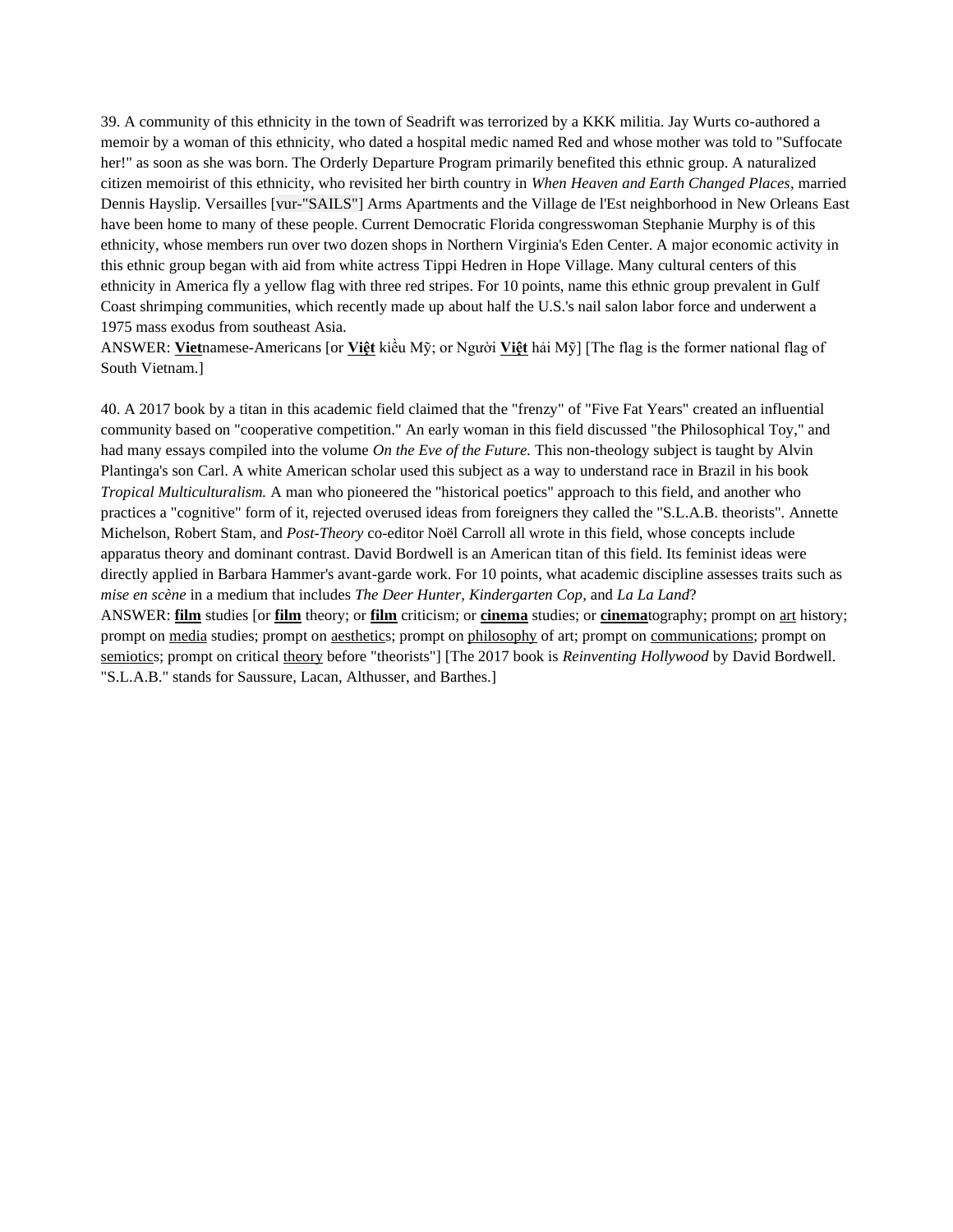39. A community of this ethnicity in the town of Seadrift was terrorized by a KKK militia. Jay Wurts co-authored a memoir by a woman of this ethnicity, who dated a hospital medic named Red and whose mother was told to "Suffocate her!" as soon as she was born. The Orderly Departure Program primarily benefited this ethnic group. A naturalized citizen memoirist of this ethnicity, who revisited her birth country in *When Heaven and Earth Changed Places*, married Dennis Hayslip. Versailles [vur-"SAILS"] Arms Apartments and the Village de l'Est neighborhood in New Orleans East have been home to many of these people. Current Democratic Florida congresswoman Stephanie Murphy is of this ethnicity, whose members run over two dozen shops in Northern Virginia's Eden Center. A major economic activity in this ethnic group began with aid from white actress Tippi Hedren in Hope Village. Many cultural centers of this ethnicity in America fly a yellow flag with three red stripes. For 10 points, name this ethnic group prevalent in Gulf Coast shrimping communities, which recently made up about half the U.S.'s nail salon labor force and underwent a 1975 mass exodus from southeast Asia.

ANSWER: **Viet**namese-Americans [or **Việt** kiều Mỹ; or Người **Việt** hải Mỹ] [The flag is the former national flag of South Vietnam.]

40. A 2017 book by a titan in this academic field claimed that the "frenzy" of "Five Fat Years" created an influential community based on "cooperative competition." An early woman in this field discussed "the Philosophical Toy," and had many essays compiled into the volume *On the Eve of the Future.* This non-theology subject is taught by Alvin Plantinga's son Carl. A white American scholar used this subject as a way to understand race in Brazil in his book *Tropical Multiculturalism.* A man who pioneered the "historical poetics" approach to this field, and another who practices a "cognitive" form of it, rejected overused ideas from foreigners they called the "S.L.A.B. theorists". Annette Michelson, Robert Stam, and *Post-Theory* co-editor Noël Carroll all wrote in this field, whose concepts include apparatus theory and dominant contrast. David Bordwell is an American titan of this field. Its feminist ideas were directly applied in Barbara Hammer's avant-garde work. For 10 points, what academic discipline assesses traits such as *mise en scène* in a medium that includes *The Deer Hunter, Kindergarten Cop,* and *La La Land*?

ANSWER: **film** studies [or **film** theory; or **film** criticism; or **cinema** studies; or **cinema**tography; prompt on art history; prompt on media studies; prompt on aesthetics; prompt on philosophy of art; prompt on communications; prompt on semiotics; prompt on critical theory before "theorists"] [The 2017 book is *Reinventing Hollywood* by David Bordwell. "S.L.A.B." stands for Saussure, Lacan, Althusser, and Barthes.]